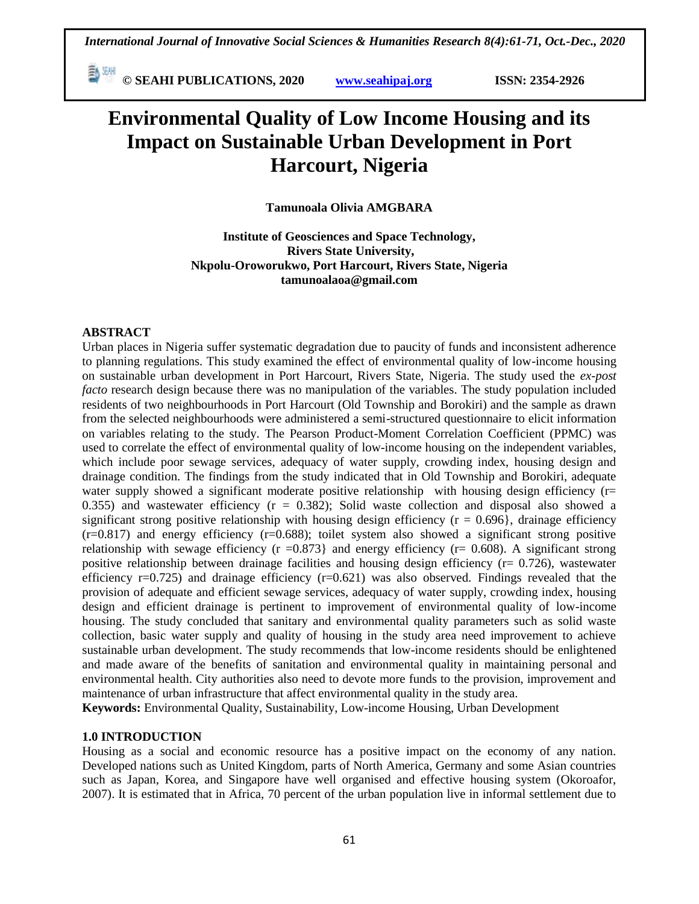# Environmental Quality of Low Income Housing and its Impact on Sustainable Urban Development in Port Harcourt, Nigeria

**Tamunoala Olivia AMGBARA**

**Institute of Geosciences and Space Technology,**
**Rivers State University,**
**Nkpolu-Oroworukwo, Port Harcourt, Rivers State, Nigeria**
**tamunoalaoa@gmail.com**

## ABSTRACT

Urban places in Nigeria suffer systematic degradation due to paucity of funds and inconsistent adherence to planning regulations. This study examined the effect of environmental quality of low-income housing on sustainable urban development in Port Harcourt, Rivers State, Nigeria. The study used the *ex-post facto* research design because there was no manipulation of the variables. The study population included residents of two neighbourhoods in Port Harcourt (Old Township and Borokiri) and the sample as drawn from the selected neighbourhoods were administered a semi-structured questionnaire to elicit information on variables relating to the study. The Pearson Product-Moment Correlation Coefficient (PPMC) was used to correlate the effect of environmental quality of low-income housing on the independent variables, which include poor sewage services, adequacy of water supply, crowding index, housing design and drainage condition. The findings from the study indicated that in Old Township and Borokiri, adequate water supply showed a significant moderate positive relationship with housing design efficiency ($r = 0.355$) and wastewater efficiency ($r = 0.382$); Solid waste collection and disposal also showed a significant strong positive relationship with housing design efficiency ($r = 0.696$}, drainage efficiency ($r=0.817$) and energy efficiency ($r=0.688$); toilet system also showed a significant strong positive relationship with sewage efficiency ($r = 0.873$} and energy efficiency ($r = 0.608$). A significant strong positive relationship between drainage facilities and housing design efficiency ($r = 0.726$), wastewater efficiency $r=0.725$) and drainage efficiency ($r=0.621$) was also observed. Findings revealed that the provision of adequate and efficient sewage services, adequacy of water supply, crowding index, housing design and efficient drainage is pertinent to improvement of environmental quality of low-income housing. The study concluded that sanitary and environmental quality parameters such as solid waste collection, basic water supply and quality of housing in the study area need improvement to achieve sustainable urban development. The study recommends that low-income residents should be enlightened and made aware of the benefits of sanitation and environmental quality in maintaining personal and environmental health. City authorities also need to devote more funds to the provision, improvement and maintenance of urban infrastructure that affect environmental quality in the study area.

**Keywords:** Environmental Quality, Sustainability, Low-income Housing, Urban Development

## 1.0 INTRODUCTION

Housing as a social and economic resource has a positive impact on the economy of any nation. Developed nations such as United Kingdom, parts of North America, Germany and some Asian countries such as Japan, Korea, and Singapore have well organised and effective housing system (Okoroafor, 2007). It is estimated that in Africa, 70 percent of the urban population live in informal settlement due to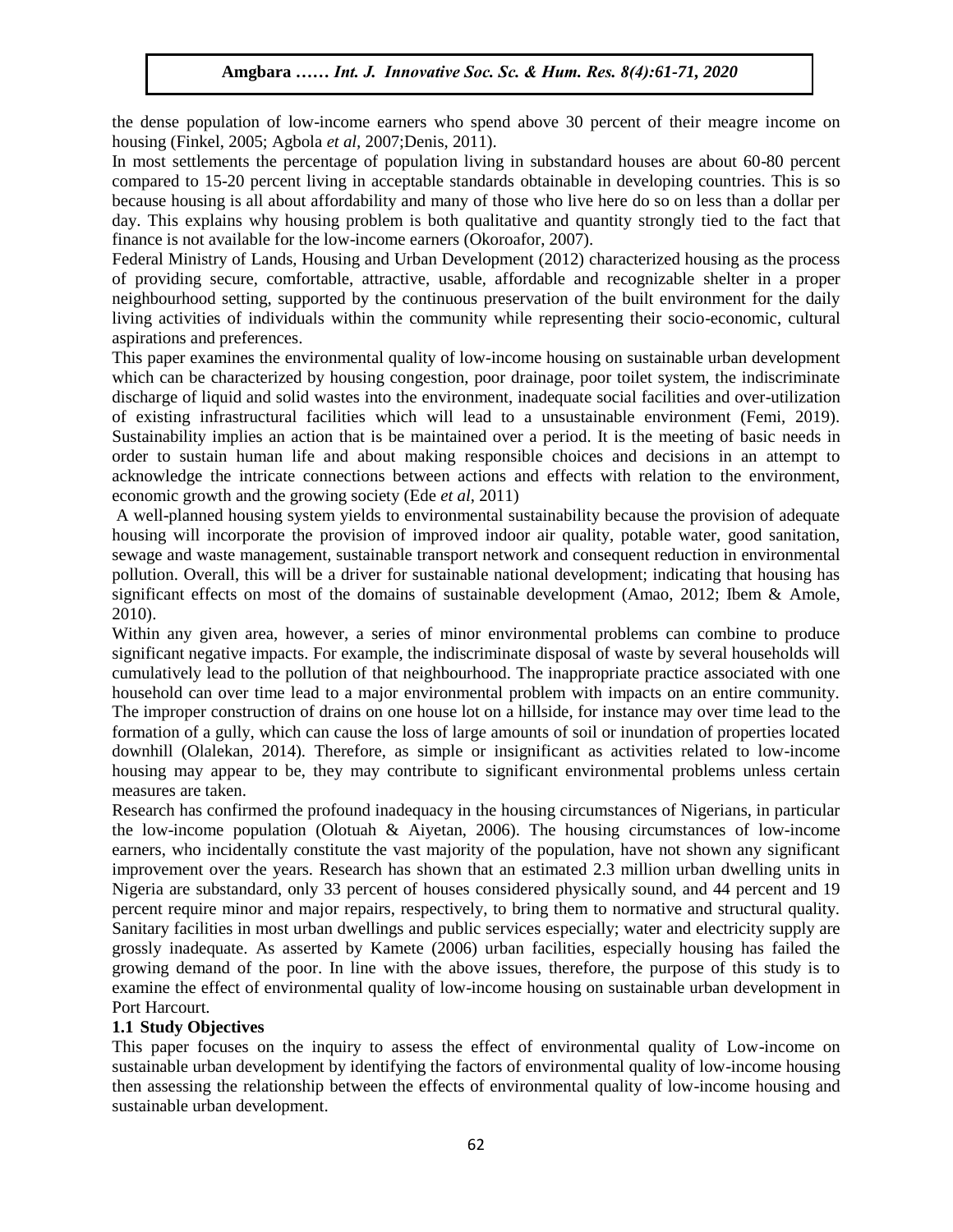the dense population of low-income earners who spend above 30 percent of their meagre income on housing (Finkel, 2005; Agbola *et al,* 2007;Denis, 2011).

In most settlements the percentage of population living in substandard houses are about 60-80 percent compared to 15-20 percent living in acceptable standards obtainable in developing countries. This is so because housing is all about affordability and many of those who live here do so on less than a dollar per day. This explains why housing problem is both qualitative and quantity strongly tied to the fact that finance is not available for the low-income earners (Okoroafor, 2007).

Federal Ministry of Lands, Housing and Urban Development (2012) characterized housing as the process of providing secure, comfortable, attractive, usable, affordable and recognizable shelter in a proper neighbourhood setting, supported by the continuous preservation of the built environment for the daily living activities of individuals within the community while representing their socio-economic, cultural aspirations and preferences.

This paper examines the environmental quality of low-income housing on sustainable urban development which can be characterized by housing congestion, poor drainage, poor toilet system, the indiscriminate discharge of liquid and solid wastes into the environment, inadequate social facilities and over-utilization of existing infrastructural facilities which will lead to a unsustainable environment (Femi, 2019). Sustainability implies an action that is be maintained over a period. It is the meeting of basic needs in order to sustain human life and about making responsible choices and decisions in an attempt to acknowledge the intricate connections between actions and effects with relation to the environment, economic growth and the growing society (Ede *et al*, 2011)

A well-planned housing system yields to environmental sustainability because the provision of adequate housing will incorporate the provision of improved indoor air quality, potable water, good sanitation, sewage and waste management, sustainable transport network and consequent reduction in environmental pollution. Overall, this will be a driver for sustainable national development; indicating that housing has significant effects on most of the domains of sustainable development (Amao, 2012; Ibem & Amole, 2010).

Within any given area, however, a series of minor environmental problems can combine to produce significant negative impacts. For example, the indiscriminate disposal of waste by several households will cumulatively lead to the pollution of that neighbourhood. The inappropriate practice associated with one household can over time lead to a major environmental problem with impacts on an entire community. The improper construction of drains on one house lot on a hillside, for instance may over time lead to the formation of a gully, which can cause the loss of large amounts of soil or inundation of properties located downhill (Olalekan, 2014). Therefore, as simple or insignificant as activities related to low-income housing may appear to be, they may contribute to significant environmental problems unless certain measures are taken.

Research has confirmed the profound inadequacy in the housing circumstances of Nigerians, in particular the low-income population (Olotuah & Aiyetan, 2006). The housing circumstances of low-income earners, who incidentally constitute the vast majority of the population, have not shown any significant improvement over the years. Research has shown that an estimated 2.3 million urban dwelling units in Nigeria are substandard, only 33 percent of houses considered physically sound, and 44 percent and 19 percent require minor and major repairs, respectively, to bring them to normative and structural quality. Sanitary facilities in most urban dwellings and public services especially; water and electricity supply are grossly inadequate. As asserted by Kamete (2006) urban facilities, especially housing has failed the growing demand of the poor. In line with the above issues, therefore, the purpose of this study is to examine the effect of environmental quality of low-income housing on sustainable urban development in Port Harcourt.

### 1.1 Study Objectives

This paper focuses on the inquiry to assess the effect of environmental quality of Low-income on sustainable urban development by identifying the factors of environmental quality of low-income housing then assessing the relationship between the effects of environmental quality of low-income housing and sustainable urban development.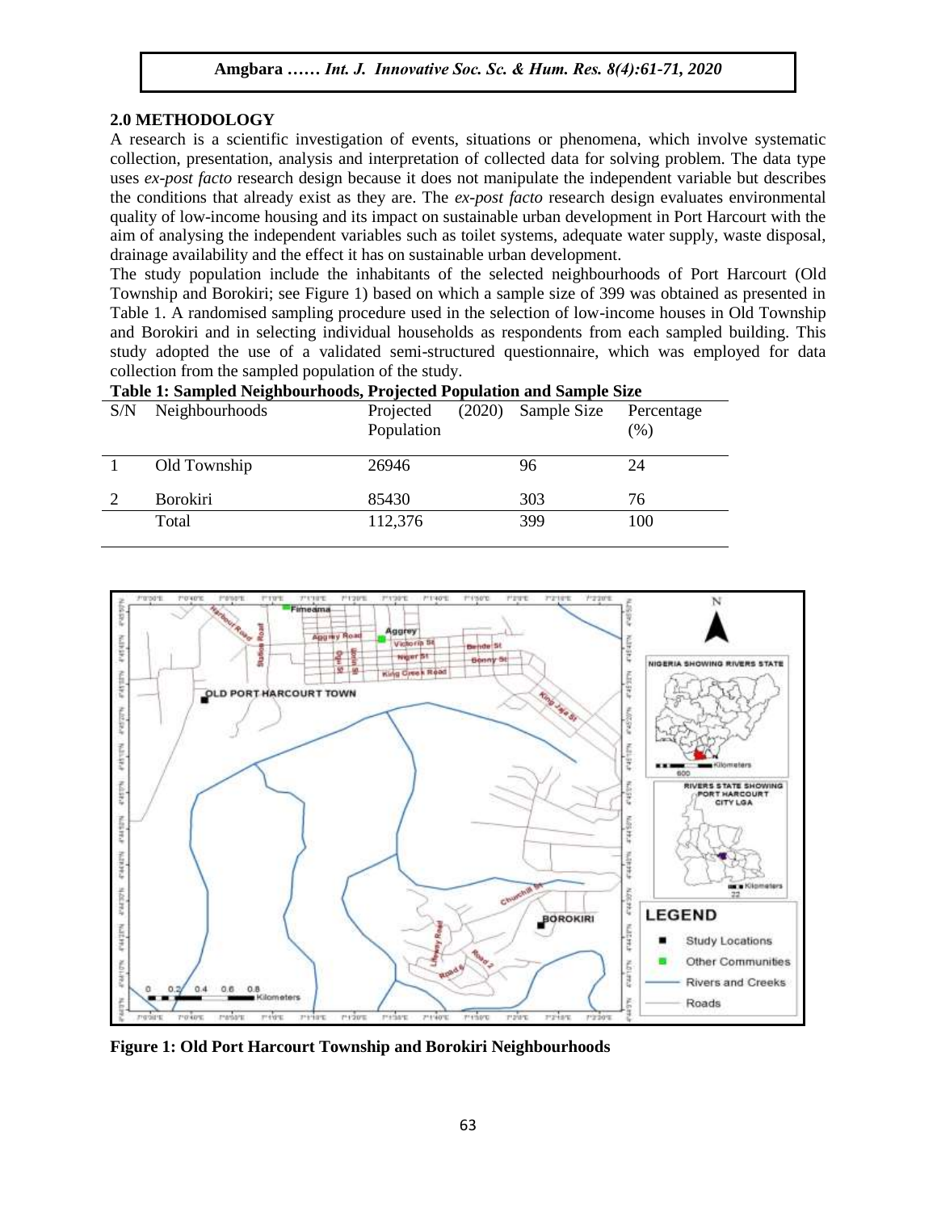## 2.0 METHODOLOGY

A research is a scientific investigation of events, situations or phenomena, which involve systematic collection, presentation, analysis and interpretation of collected data for solving problem. The data type uses *ex-post facto* research design because it does not manipulate the independent variable but describes the conditions that already exist as they are. The *ex-post facto* research design evaluates environmental quality of low-income housing and its impact on sustainable urban development in Port Harcourt with the aim of analysing the independent variables such as toilet systems, adequate water supply, waste disposal, drainage availability and the effect it has on sustainable urban development.

The study population include the inhabitants of the selected neighbourhoods of Port Harcourt (Old Township and Borokiri; see Figure 1) based on which a sample size of 399 was obtained as presented in Table 1. A randomised sampling procedure used in the selection of low-income houses in Old Township and Borokiri and in selecting individual households as respondents from each sampled building. This study adopted the use of a validated semi-structured questionnaire, which was employed for data collection from the sampled population of the study.

**Table 1: Sampled Neighbourhoods, Projected Population and Sample Size**

| S/N | Neighbourhoods | Projected (2020) Population | Sample Size | Percentage (%) |
|---|---|---|---|---|
| 1 | Old Township | 26946 | 96 | 24 |
| 2 | Borokiri | 85430 | 303 | 76 |
| | Total | 112,376 | 399 | 100 |

**Figure 1: Old Port Harcourt Township and Borokiri Neighbourhoods**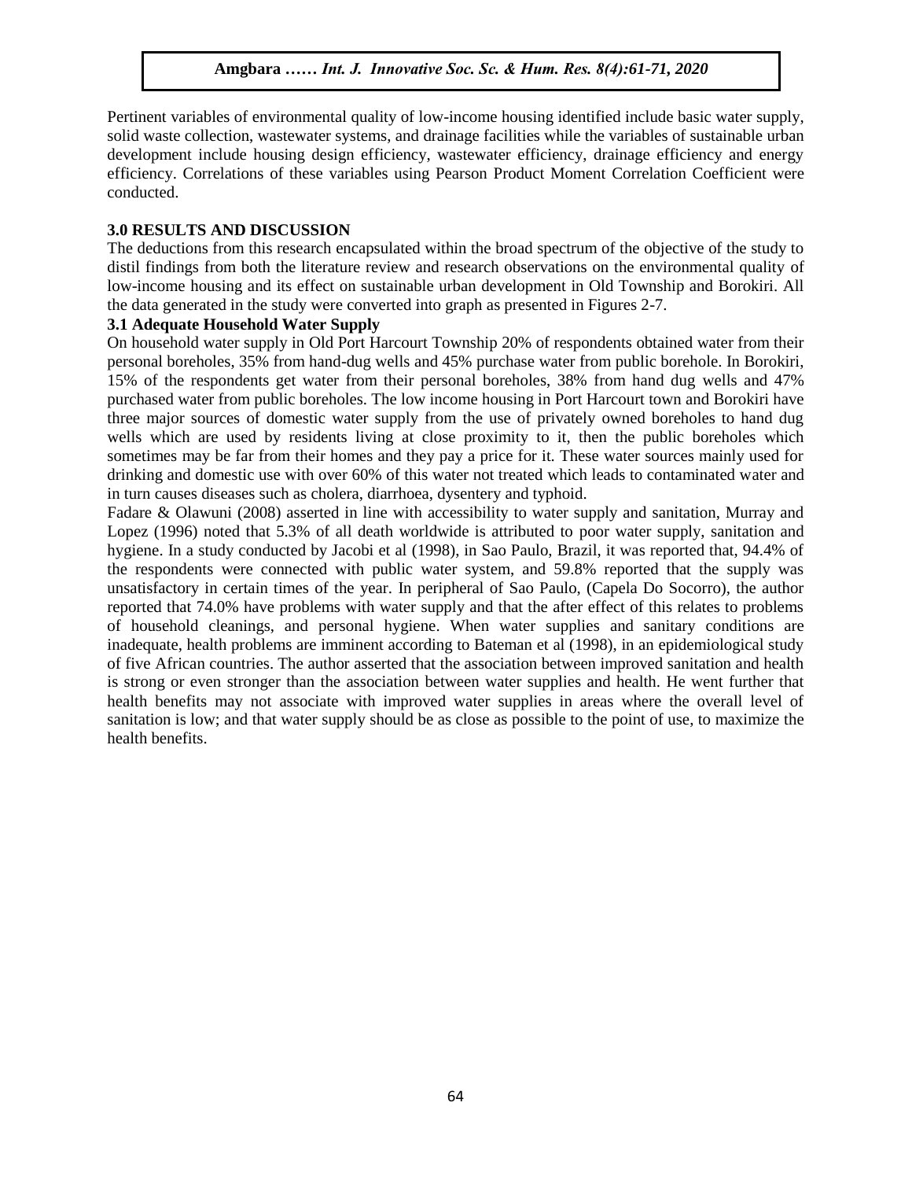Pertinent variables of environmental quality of low-income housing identified include basic water supply, solid waste collection, wastewater systems, and drainage facilities while the variables of sustainable urban development include housing design efficiency, wastewater efficiency, drainage efficiency and energy efficiency. Correlations of these variables using Pearson Product Moment Correlation Coefficient were conducted.

## 3.0 RESULTS AND DISCUSSION

The deductions from this research encapsulated within the broad spectrum of the objective of the study to distil findings from both the literature review and research observations on the environmental quality of low-income housing and its effect on sustainable urban development in Old Township and Borokiri. All the data generated in the study were converted into graph as presented in Figures 2-7.

### 3.1 Adequate Household Water Supply

On household water supply in Old Port Harcourt Township 20% of respondents obtained water from their personal boreholes, 35% from hand-dug wells and 45% purchase water from public borehole. In Borokiri, 15% of the respondents get water from their personal boreholes, 38% from hand dug wells and 47% purchased water from public boreholes. The low income housing in Port Harcourt town and Borokiri have three major sources of domestic water supply from the use of privately owned boreholes to hand dug wells which are used by residents living at close proximity to it, then the public boreholes which sometimes may be far from their homes and they pay a price for it. These water sources mainly used for drinking and domestic use with over 60% of this water not treated which leads to contaminated water and in turn causes diseases such as cholera, diarrhoea, dysentery and typhoid.

Fadare & Olawuni (2008) asserted in line with accessibility to water supply and sanitation, Murray and Lopez (1996) noted that 5.3% of all death worldwide is attributed to poor water supply, sanitation and hygiene. In a study conducted by Jacobi et al (1998), in Sao Paulo, Brazil, it was reported that, 94.4% of the respondents were connected with public water system, and 59.8% reported that the supply was unsatisfactory in certain times of the year. In peripheral of Sao Paulo, (Capela Do Socorro), the author reported that 74.0% have problems with water supply and that the after effect of this relates to problems of household cleanings, and personal hygiene. When water supplies and sanitary conditions are inadequate, health problems are imminent according to Bateman et al (1998), in an epidemiological study of five African countries. The author asserted that the association between improved sanitation and health is strong or even stronger than the association between water supplies and health. He went further that health benefits may not associate with improved water supplies in areas where the overall level of sanitation is low; and that water supply should be as close as possible to the point of use, to maximize the health benefits.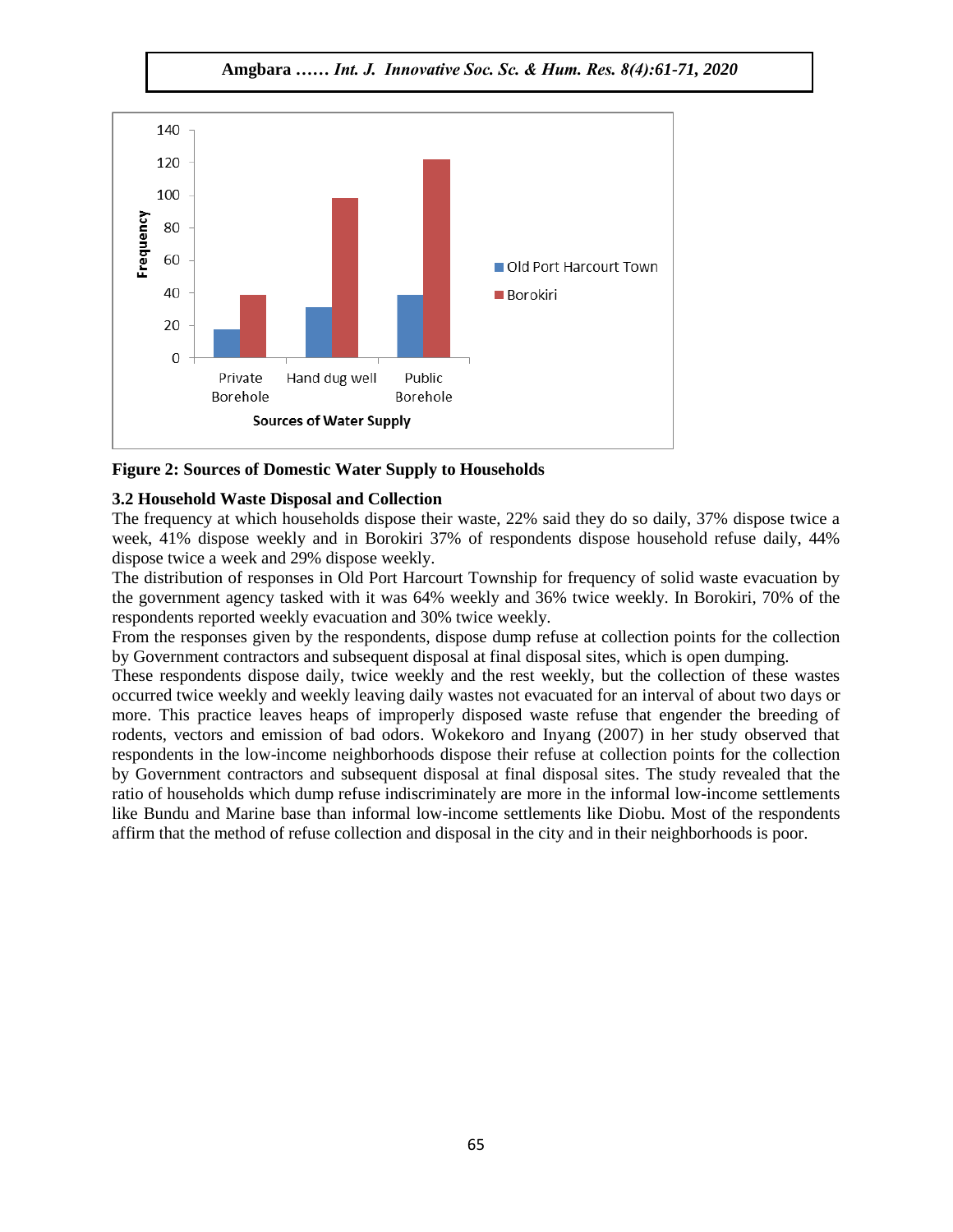**Figure 2: Sources of Domestic Water Supply to Households**

### 3.2 Household Waste Disposal and Collection

The frequency at which households dispose their waste, 22% said they do so daily, 37% dispose twice a week, 41% dispose weekly and in Borokiri 37% of respondents dispose household refuse daily, 44% dispose twice a week and 29% dispose weekly.

The distribution of responses in Old Port Harcourt Township for frequency of solid waste evacuation by the government agency tasked with it was 64% weekly and 36% twice weekly. In Borokiri, 70% of the respondents reported weekly evacuation and 30% twice weekly.

From the responses given by the respondents, dispose dump refuse at collection points for the collection by Government contractors and subsequent disposal at final disposal sites, which is open dumping.

These respondents dispose daily, twice weekly and the rest weekly, but the collection of these wastes occurred twice weekly and weekly leaving daily wastes not evacuated for an interval of about two days or more. This practice leaves heaps of improperly disposed waste refuse that engender the breeding of rodents, vectors and emission of bad odors. Wokekoro and Inyang (2007) in her study observed that respondents in the low-income neighborhoods dispose their refuse at collection points for the collection by Government contractors and subsequent disposal at final disposal sites. The study revealed that the ratio of households which dump refuse indiscriminately are more in the informal low-income settlements like Bundu and Marine base than informal low-income settlements like Diobu. Most of the respondents affirm that the method of refuse collection and disposal in the city and in their neighborhoods is poor.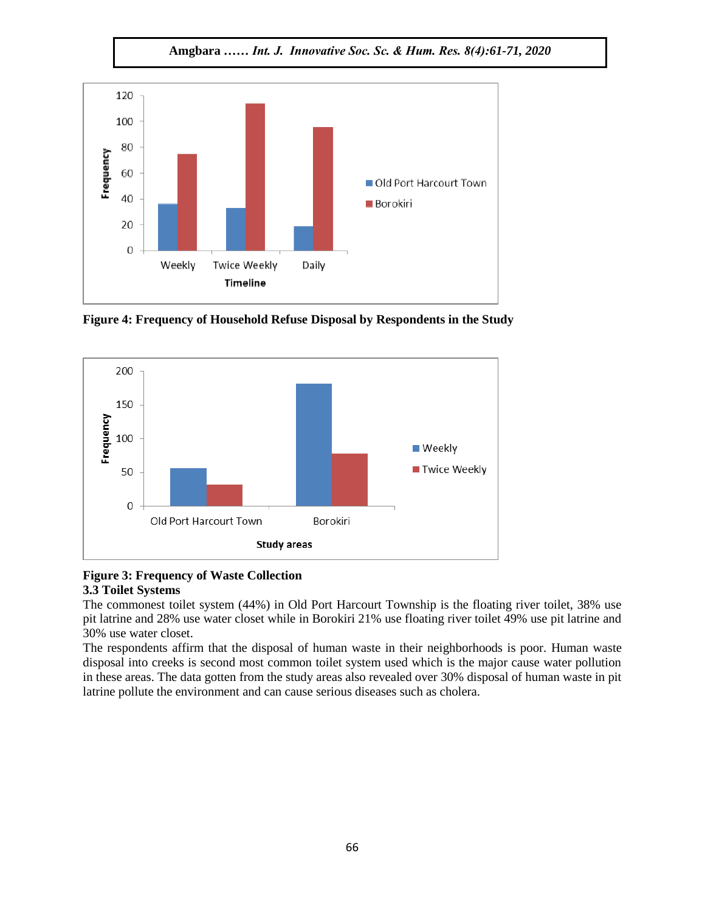**Figure 4: Frequency of Household Refuse Disposal by Respondents in the Study**

**Figure 3: Frequency of Waste Collection**

### 3.3 Toilet Systems

The commonest toilet system (44%) in Old Port Harcourt Township is the floating river toilet, 38% use pit latrine and 28% use water closet while in Borokiri 21% use floating river toilet 49% use pit latrine and 30% use water closet.

The respondents affirm that the disposal of human waste in their neighborhoods is poor. Human waste disposal into creeks is second most common toilet system used which is the major cause water pollution in these areas. The data gotten from the study areas also revealed over 30% disposal of human waste in pit latrine pollute the environment and can cause serious diseases such as cholera.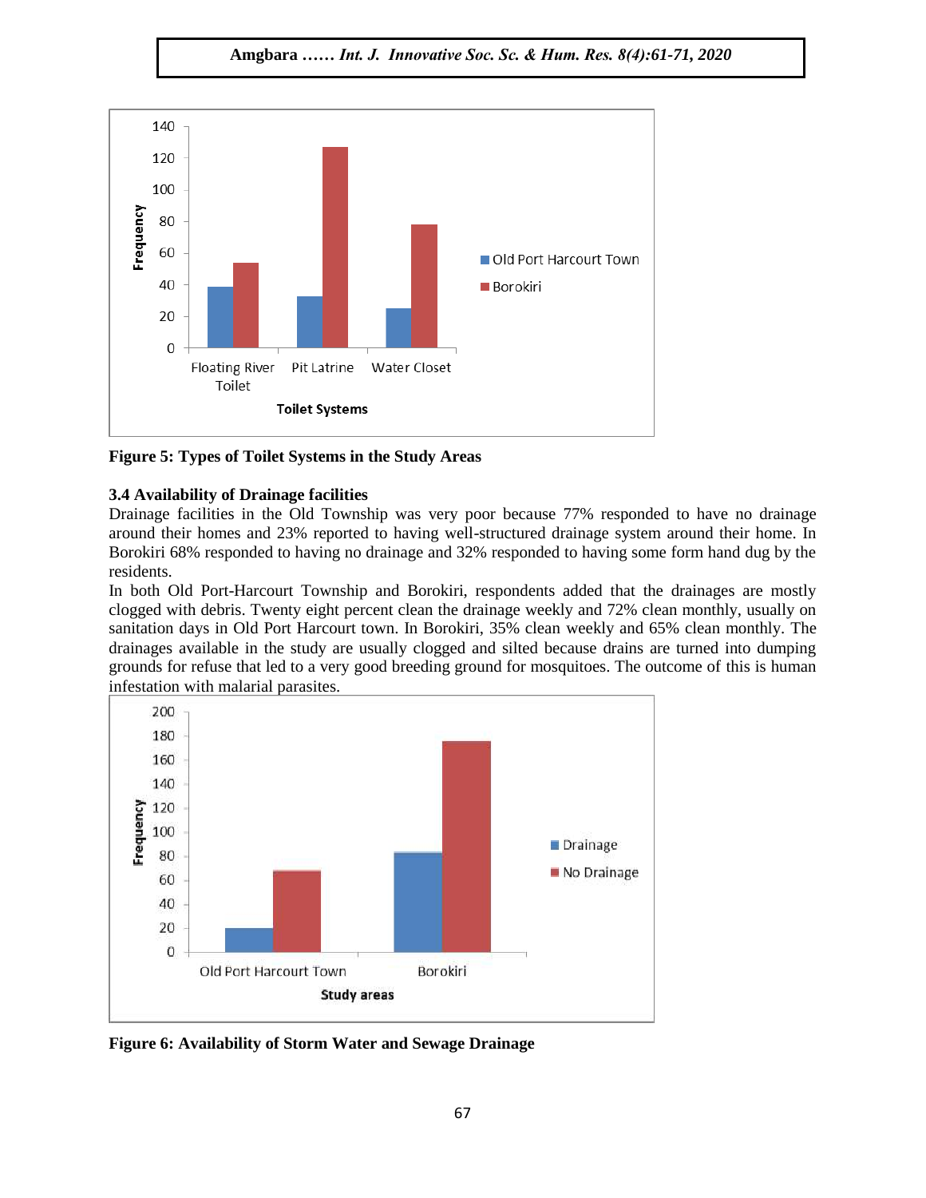Figure 5: Types of Toilet Systems in the Study Areas

### 3.4 Availability of Drainage facilities

Drainage facilities in the Old Township was very poor because 77% responded to have no drainage around their homes and 23% reported to having well-structured drainage system around their home. In Borokiri 68% responded to having no drainage and 32% responded to having some form hand dug by the residents.

In both Old Port-Harcourt Township and Borokiri, respondents added that the drainages are mostly clogged with debris. Twenty eight percent clean the drainage weekly and 72% clean monthly, usually on sanitation days in Old Port Harcourt town. In Borokiri, 35% clean weekly and 65% clean monthly. The drainages available in the study are usually clogged and silted because drains are turned into dumping grounds for refuse that led to a very good breeding ground for mosquitoes. The outcome of this is human infestation with malarial parasites.

Figure 6: Availability of Storm Water and Sewage Drainage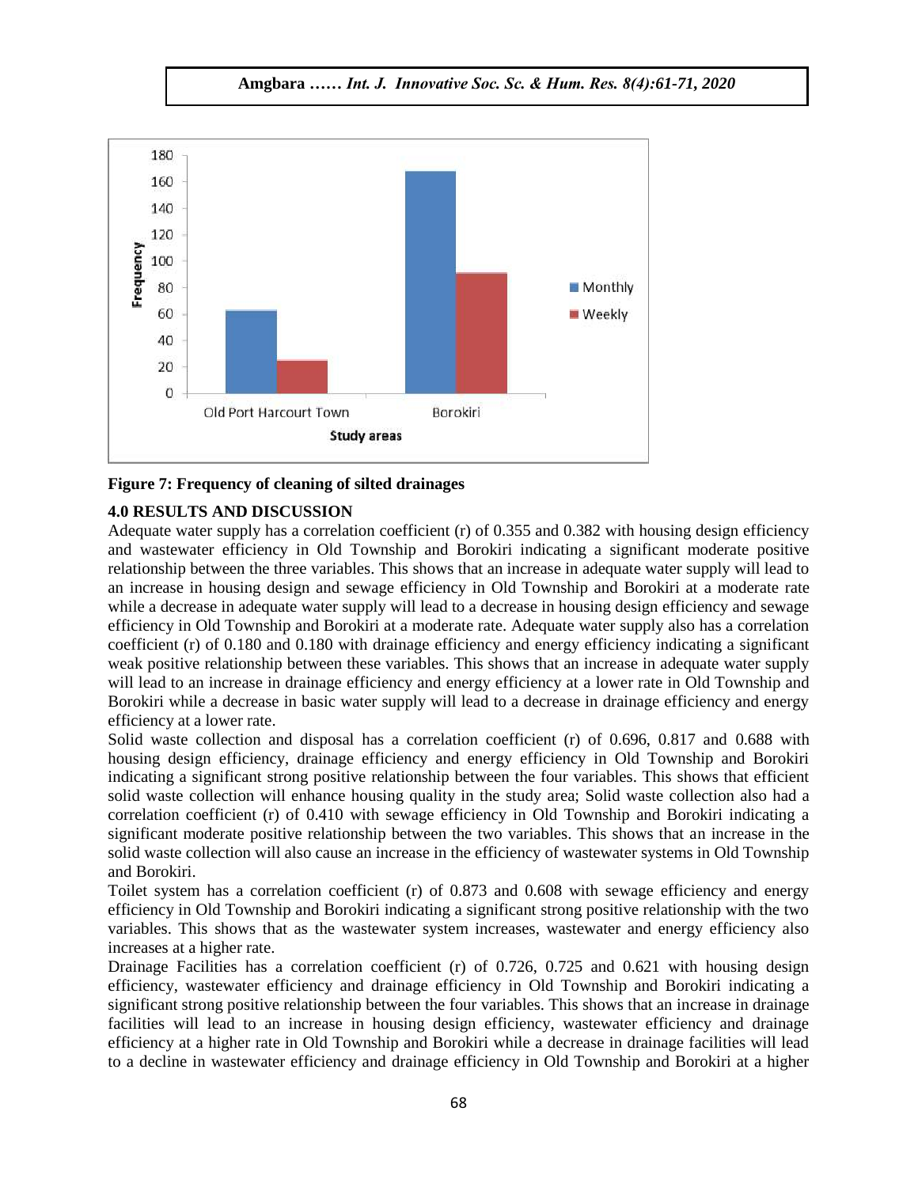Figure 7: Frequency of cleaning of silted drainages

## 4.0 RESULTS AND DISCUSSION

Adequate water supply has a correlation coefficient (r) of 0.355 and 0.382 with housing design efficiency and wastewater efficiency in Old Township and Borokiri indicating a significant moderate positive relationship between the three variables. This shows that an increase in adequate water supply will lead to an increase in housing design and sewage efficiency in Old Township and Borokiri at a moderate rate while a decrease in adequate water supply will lead to a decrease in housing design efficiency and sewage efficiency in Old Township and Borokiri at a moderate rate. Adequate water supply also has a correlation coefficient (r) of 0.180 and 0.180 with drainage efficiency and energy efficiency indicating a significant weak positive relationship between these variables. This shows that an increase in adequate water supply will lead to an increase in drainage efficiency and energy efficiency at a lower rate in Old Township and Borokiri while a decrease in basic water supply will lead to a decrease in drainage efficiency and energy efficiency at a lower rate.

Solid waste collection and disposal has a correlation coefficient (r) of 0.696, 0.817 and 0.688 with housing design efficiency, drainage efficiency and energy efficiency in Old Township and Borokiri indicating a significant strong positive relationship between the four variables. This shows that efficient solid waste collection will enhance housing quality in the study area; Solid waste collection also had a correlation coefficient (r) of 0.410 with sewage efficiency in Old Township and Borokiri indicating a significant moderate positive relationship between the two variables. This shows that an increase in the solid waste collection will also cause an increase in the efficiency of wastewater systems in Old Township and Borokiri.

Toilet system has a correlation coefficient (r) of 0.873 and 0.608 with sewage efficiency and energy efficiency in Old Township and Borokiri indicating a significant strong positive relationship with the two variables. This shows that as the wastewater system increases, wastewater and energy efficiency also increases at a higher rate.

Drainage Facilities has a correlation coefficient (r) of 0.726, 0.725 and 0.621 with housing design efficiency, wastewater efficiency and drainage efficiency in Old Township and Borokiri indicating a significant strong positive relationship between the four variables. This shows that an increase in drainage facilities will lead to an increase in housing design efficiency, wastewater efficiency and drainage efficiency at a higher rate in Old Township and Borokiri while a decrease in drainage facilities will lead to a decline in wastewater efficiency and drainage efficiency in Old Township and Borokiri at a higher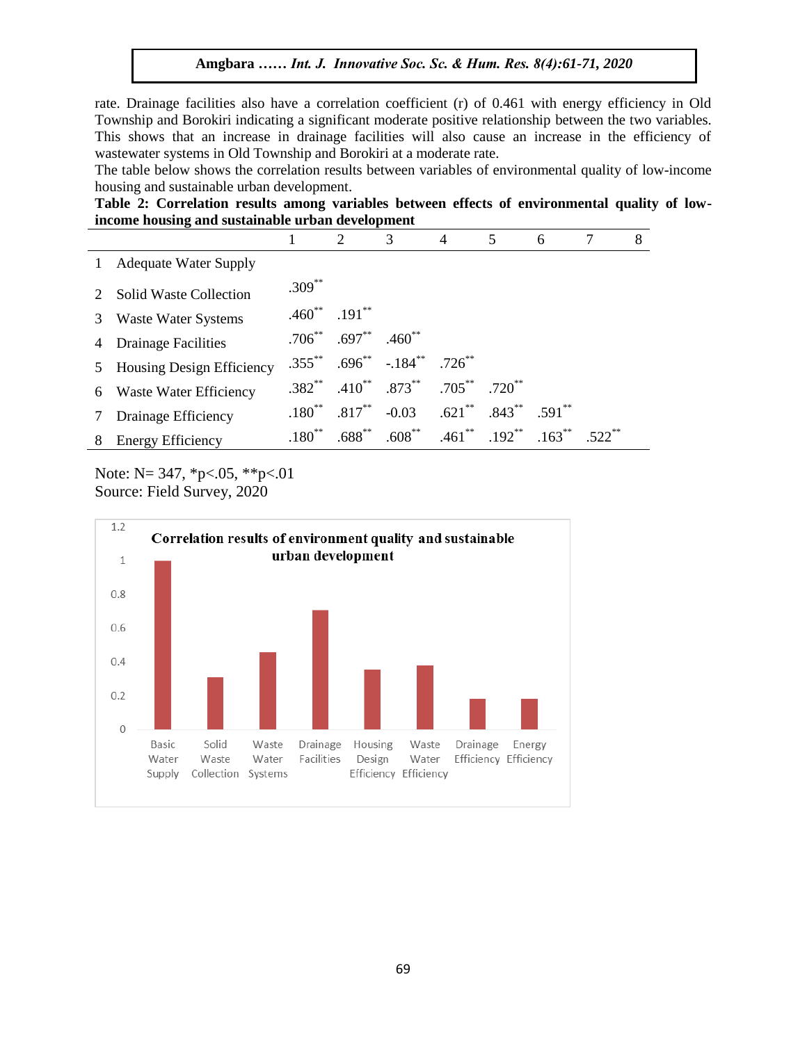rate. Drainage facilities also have a correlation coefficient (r) of 0.461 with energy efficiency in Old Township and Borokiri indicating a significant moderate positive relationship between the two variables. This shows that an increase in drainage facilities will also cause an increase in the efficiency of wastewater systems in Old Township and Borokiri at a moderate rate.

The table below shows the correlation results between variables of environmental quality of low-income housing and sustainable urban development.

**Table 2: Correlation results among variables between effects of environmental quality of low-income housing and sustainable urban development**

| | | 1 | 2 | 3 | 4 | 5 | 6 | 7 | 8 |
|---|---|---|---|---|---|---|---|---|---|
| 1 | Adequate Water Supply | | | | | | | | |
| 2 | Solid Waste Collection | .309** | | | | | | | |
| 3 | Waste Water Systems | .460** | .191** | | | | | | |
| 4 | Drainage Facilities | .706** | .697** | .460** | | | | | |
| 5 | Housing Design Efficiency | .355** | .696** | -.184** | .726** | | | | |
| 6 | Waste Water Efficiency | .382** | .410** | .873** | .705** | .720** | | | |
| 7 | Drainage Efficiency | .180** | .817** | -0.03 | .621** | .843** | .591** | | |
| 8 | Energy Efficiency | .180** | .688** | .608** | .461** | .192** | .163** | .522** | |

Note: N= 347, *p<.05, **p<.01

Source: Field Survey, 2020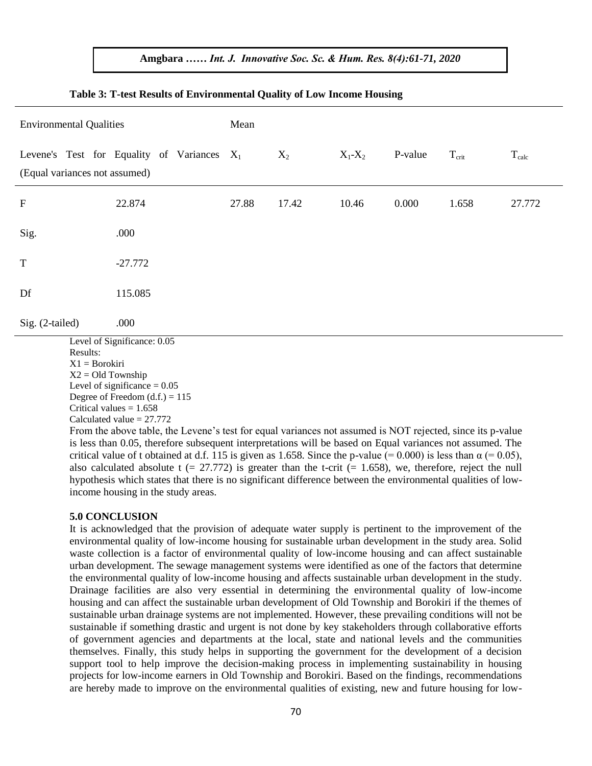**Table 3: T-test Results of Environmental Quality of Low Income Housing**

| Environmental Qualities | | Mean | | | | | |
|---|---|---|---|---|---|---|---|
| Levene's Test for Equality of Variances (Equal variances not assumed) | | $X_1$ | $X_2$ | $X_1$-$X_2$ | P-value | $T_{crit}$ | $T_{calc}$ |
| F | 22.874 | 27.88 | 17.42 | 10.46 | 0.000 | 1.658 | 27.772 |
| Sig. | .000 | | | | | | |
| T | -27.772 | | | | | | |
| Df | 115.085 | | | | | | |
| Sig. (2-tailed) | .000 | | | | | | |

Level of Significance: 0.05
Results:
X1 = Borokiri
X2 = Old Township
Level of significance = 0.05
Degree of Freedom (d.f.) = 115
Critical values = 1.658
Calculated value = 27.772

From the above table, the Levene's test for equal variances not assumed is NOT rejected, since its p-value is less than 0.05, therefore subsequent interpretations will be based on Equal variances not assumed. The critical value of t obtained at d.f. 115 is given as 1.658. Since the p-value (= 0.000) is less than α (= 0.05), also calculated absolute t (= 27.772) is greater than the t-crit (= 1.658), we, therefore, reject the null hypothesis which states that there is no significant difference between the environmental qualities of low-income housing in the study areas.

## 5.0 CONCLUSION

It is acknowledged that the provision of adequate water supply is pertinent to the improvement of the environmental quality of low-income housing for sustainable urban development in the study area. Solid waste collection is a factor of environmental quality of low-income housing and can affect sustainable urban development. The sewage management systems were identified as one of the factors that determine the environmental quality of low-income housing and affects sustainable urban development in the study. Drainage facilities are also very essential in determining the environmental quality of low-income housing and can affect the sustainable urban development of Old Township and Borokiri if the themes of sustainable urban drainage systems are not implemented. However, these prevailing conditions will not be sustainable if something drastic and urgent is not done by key stakeholders through collaborative efforts of government agencies and departments at the local, state and national levels and the communities themselves. Finally, this study helps in supporting the government for the development of a decision support tool to help improve the decision-making process in implementing sustainability in housing projects for low-income earners in Old Township and Borokiri. Based on the findings, recommendations are hereby made to improve on the environmental qualities of existing, new and future housing for low-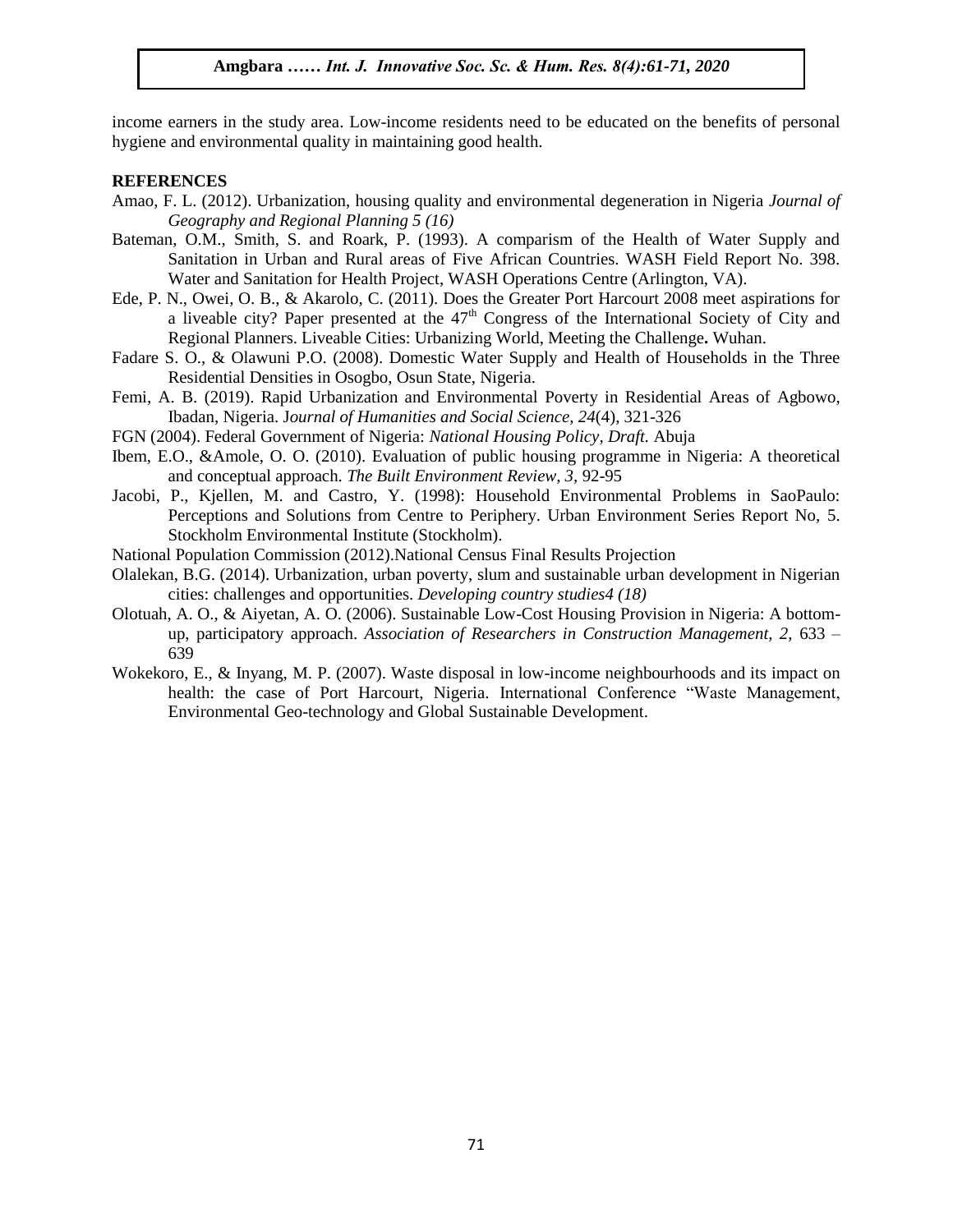income earners in the study area. Low-income residents need to be educated on the benefits of personal hygiene and environmental quality in maintaining good health.

## REFERENCES

Amao, F. L. (2012). Urbanization, housing quality and environmental degeneration in Nigeria *Journal of Geography and Regional Planning 5 (16)*

Bateman, O.M., Smith, S. and Roark, P. (1993). A comparism of the Health of Water Supply and Sanitation in Urban and Rural areas of Five African Countries. WASH Field Report No. 398. Water and Sanitation for Health Project, WASH Operations Centre (Arlington, VA).

Ede, P. N., Owei, O. B., & Akarolo, C. (2011). Does the Greater Port Harcourt 2008 meet aspirations for a liveable city? Paper presented at the 47th Congress of the International Society of City and Regional Planners. Liveable Cities: Urbanizing World, Meeting the Challenge**.** Wuhan.

Fadare S. O., & Olawuni P.O. (2008). Domestic Water Supply and Health of Households in the Three Residential Densities in Osogbo, Osun State, Nigeria.

Femi, A. B. (2019). Rapid Urbanization and Environmental Poverty in Residential Areas of Agbowo, Ibadan, Nigeria. J*ournal of Humanities and Social Science, 24*(4), 321-326

FGN (2004). Federal Government of Nigeria: *National Housing Policy, Draft.* Abuja

Ibem, E.O., &Amole, O. O. (2010). Evaluation of public housing programme in Nigeria: A theoretical and conceptual approach. *The Built Environment Review, 3,* 92-95

Jacobi, P., Kjellen, M. and Castro, Y. (1998): Household Environmental Problems in SaoPaulo: Perceptions and Solutions from Centre to Periphery. Urban Environment Series Report No, 5. Stockholm Environmental Institute (Stockholm).

National Population Commission (2012).National Census Final Results Projection

Olalekan, B.G. (2014). Urbanization, urban poverty, slum and sustainable urban development in Nigerian cities: challenges and opportunities. *Developing country studies4 (18)*

Olotuah, A. O., & Aiyetan, A. O. (2006). Sustainable Low-Cost Housing Provision in Nigeria: A bottom-up, participatory approach. *Association of Researchers in Construction Management, 2,* 633 – 639

Wokekoro, E., & Inyang, M. P. (2007). Waste disposal in low-income neighbourhoods and its impact on health: the case of Port Harcourt, Nigeria. International Conference "Waste Management, Environmental Geo-technology and Global Sustainable Development.